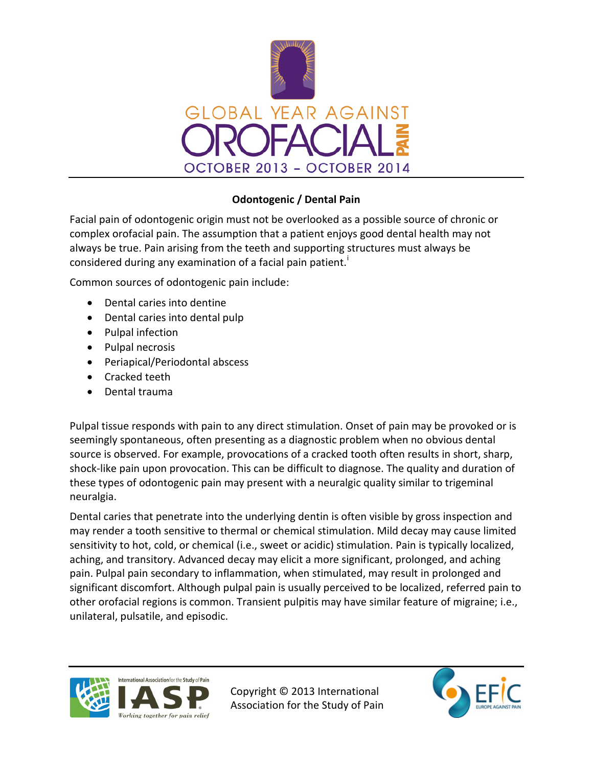GLOBAL YEAR AGAINST

OROFACIAL PAIN

OCTOBER 2013 – OCTOBER 2014

## Odontogenic / Dental Pain

Facial pain of odontogenic origin must not be overlooked as a possible source of chronic or complex orofacial pain. The assumption that a patient enjoys good dental health may not always be true. Pain arising from the teeth and supporting structures must always be considered during any examination of a facial pain patient.[i]

Common sources of odontogenic pain include:

- Dental caries into dentine
- Dental caries into dental pulp
- Pulpal infection
- Pulpal necrosis
- Periapical/Periodontal abscess
- Cracked teeth
- Dental trauma

Pulpal tissue responds with pain to any direct stimulation. Onset of pain may be provoked or is seemingly spontaneous, often presenting as a diagnostic problem when no obvious dental source is observed. For example, provocations of a cracked tooth often results in short, sharp, shock-like pain upon provocation. This can be difficult to diagnose. The quality and duration of these types of odontogenic pain may present with a neuralgic quality similar to trigeminal neuralgia.

Dental caries that penetrate into the underlying dentin is often visible by gross inspection and may render a tooth sensitive to thermal or chemical stimulation. Mild decay may cause limited sensitivity to hot, cold, or chemical (i.e., sweet or acidic) stimulation. Pain is typically localized, aching, and transitory. Advanced decay may elicit a more significant, prolonged, and aching pain. Pulpal pain secondary to inflammation, when stimulated, may result in prolonged and significant discomfort. Although pulpal pain is usually perceived to be localized, referred pain to other orofacial regions is common. Transient pulpitis may have similar feature of migraine; i.e., unilateral, pulsatile, and episodic.

Copyright © 2013 International Association for the Study of Pain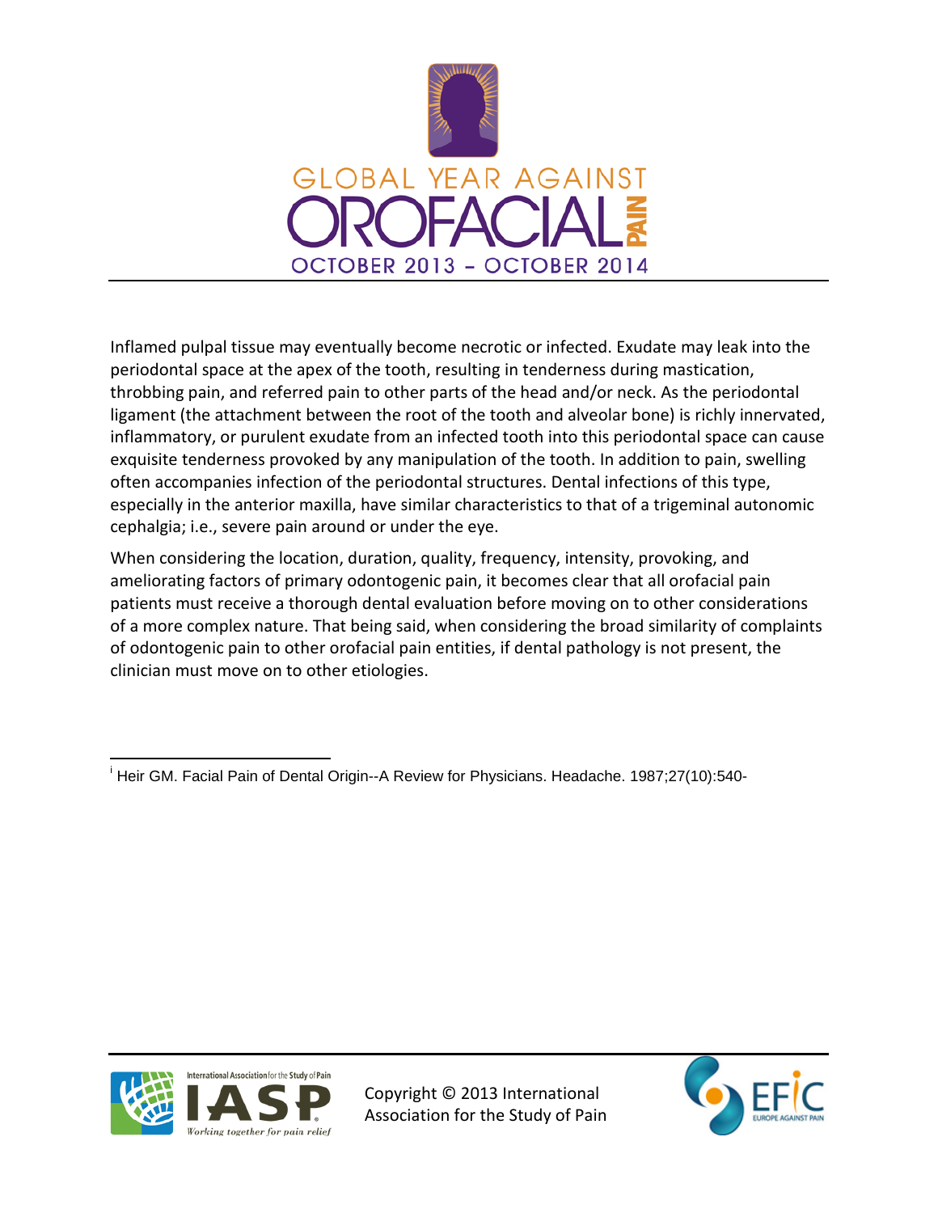Inflamed pulpal tissue may eventually become necrotic or infected. Exudate may leak into the periodontal space at the apex of the tooth, resulting in tenderness during mastication, throbbing pain, and referred pain to other parts of the head and/or neck. As the periodontal ligament (the attachment between the root of the tooth and alveolar bone) is richly innervated, inflammatory, or purulent exudate from an infected tooth into this periodontal space can cause exquisite tenderness provoked by any manipulation of the tooth. In addition to pain, swelling often accompanies infection of the periodontal structures. Dental infections of this type, especially in the anterior maxilla, have similar characteristics to that of a trigeminal autonomic cephalgia; i.e., severe pain around or under the eye.

When considering the location, duration, quality, frequency, intensity, provoking, and ameliorating factors of primary odontogenic pain, it becomes clear that all orofacial pain patients must receive a thorough dental evaluation before moving on to other considerations of a more complex nature. That being said, when considering the broad similarity of complaints of odontogenic pain to other orofacial pain entities, if dental pathology is not present, the clinician must move on to other etiologies.

---

[i] Heir GM. Facial Pain of Dental Origin--A Review for Physicians. Headache. 1987;27(10):540-